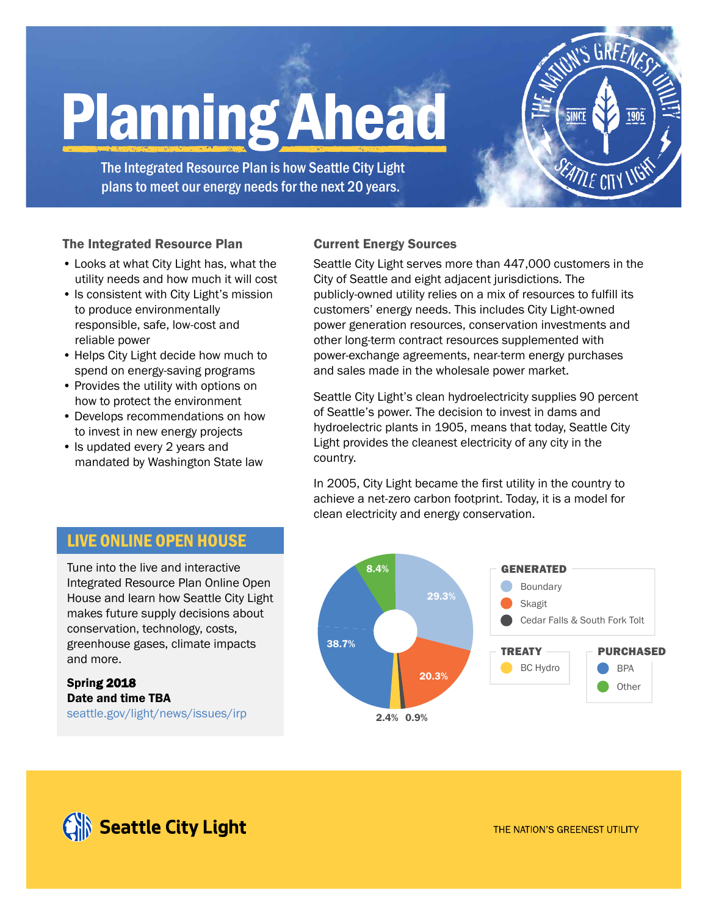# Planning Ahead

The Integrated Resource Plan is how Seattle City Light plans to meet our energy needs for the next 20 years.

THE NATION'S GREENEST UTILITY · SINCE 1905 · SEATTLE CITY LIGHT

### The Integrated Resource Plan

- Looks at what City Light has, what the utility needs and how much it will cost
- Is consistent with City Light's mission to produce environmentally responsible, safe, low-cost and reliable power
- Helps City Light decide how much to spend on energy-saving programs
- Provides the utility with options on how to protect the environment
- Develops recommendations on how to invest in new energy projects
- Is updated every 2 years and mandated by Washington State law

### Current Energy Sources

Seattle City Light serves more than 447,000 customers in the City of Seattle and eight adjacent jurisdictions. The publicly-owned utility relies on a mix of resources to fulfill its customers' energy needs. This includes City Light-owned power generation resources, conservation investments and other long-term contract resources supplemented with power-exchange agreements, near-term energy purchases and sales made in the wholesale power market.

Seattle City Light's clean hydroelectricity supplies 90 percent of Seattle's power. The decision to invest in dams and hydroelectric plants in 1905, means that today, Seattle City Light provides the cleanest electricity of any city in the country.

In 2005, City Light became the first utility in the country to achieve a net-zero carbon footprint. Today, it is a model for clean electricity and energy conservation.

| Category | Source | Share |
|---|---|---|
| Generated | Boundary | 29.3% |
| Generated | Skagit | 20.3% |
| Generated | Cedar Falls & South Fork Tolt | 0.9% |
| Treaty | BC Hydro | 2.4% |
| Purchased | BPA | 38.7% |
| Purchased | Other | 8.4% |

## LIVE ONLINE OPEN HOUSE

Tune into the live and interactive Integrated Resource Plan Online Open House and learn how Seattle City Light makes future supply decisions about conservation, technology, costs, greenhouse gases, climate impacts and more.

**Spring 2018**
**Date and time TBA**
seattle.gov/light/news/issues/irp

Seattle City Light

THE NATION'S GREENEST UTILITY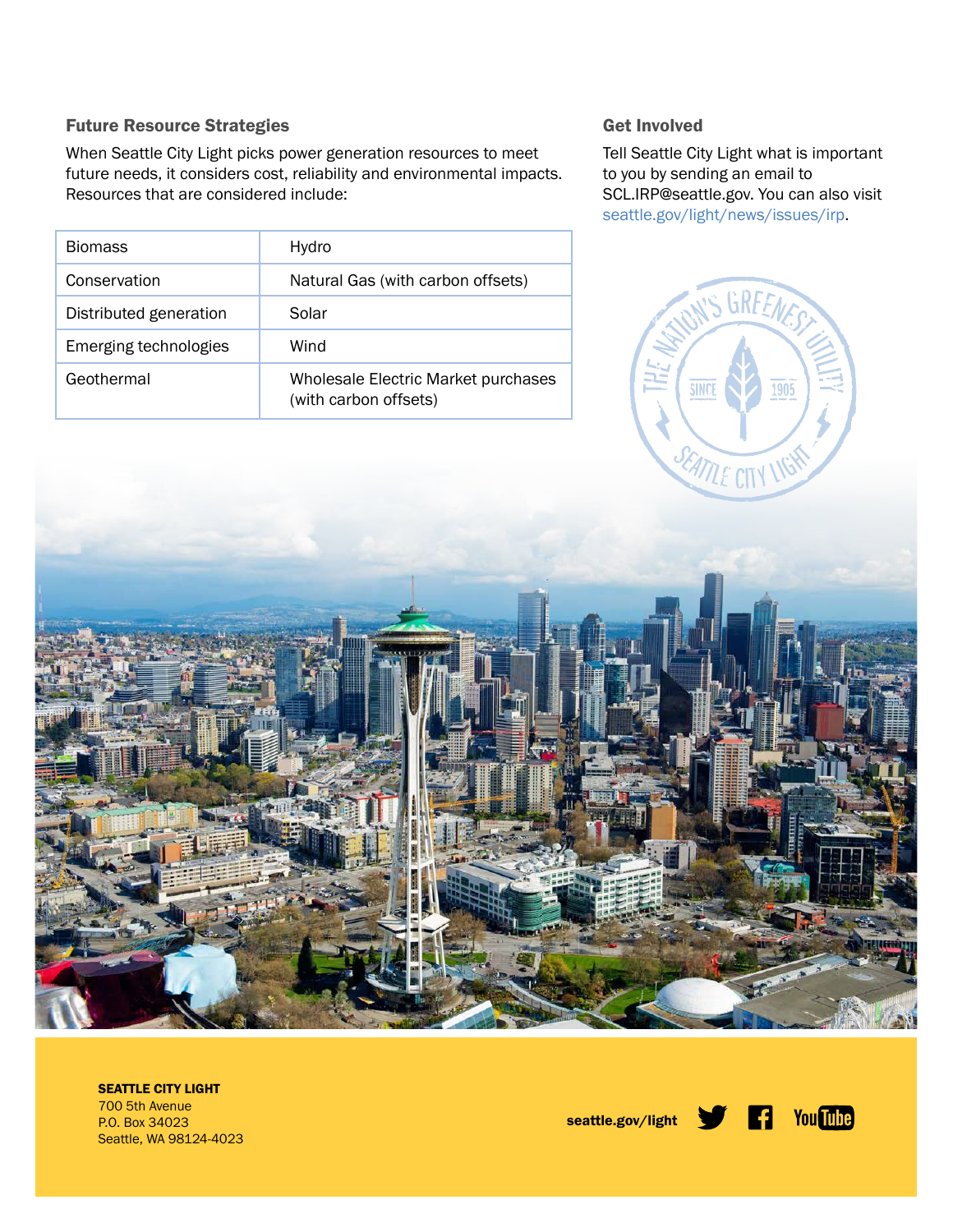## Future Resource Strategies

When Seattle City Light picks power generation resources to meet future needs, it considers cost, reliability and environmental impacts. Resources that are considered include:

| | |
|---|---|
| Biomass | Hydro |
| Conservation | Natural Gas (with carbon offsets) |
| Distributed generation | Solar |
| Emerging technologies | Wind |
| Geothermal | Wholesale Electric Market purchases (with carbon offsets) |

## Get Involved

Tell Seattle City Light what is important to you by sending an email to SCL.IRP@seattle.gov. You can also visit seattle.gov/light/news/issues/irp.

**SEATTLE CITY LIGHT**
700 5th Avenue
P.O. Box 34023
Seattle, WA 98124-4023

**seattle.gov/light**